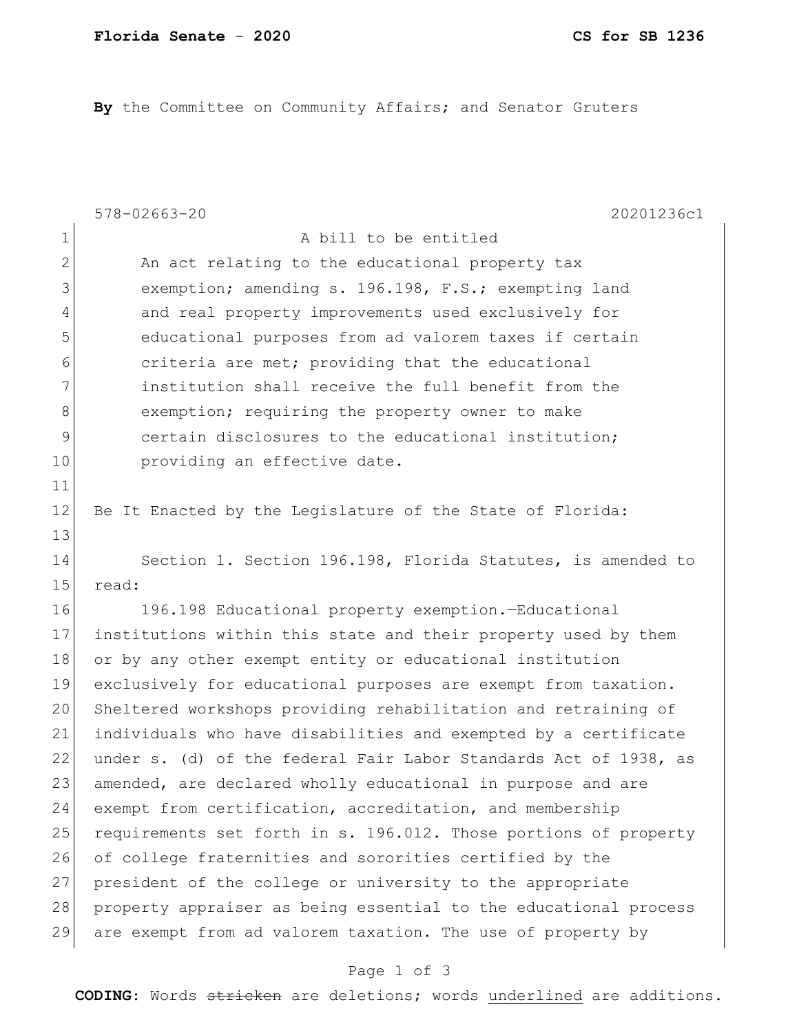**Florida Senate - 2020** **CS for SB 1236**

**By** the Committee on Community Affairs; and Senator Gruters

578-02663-20 20201236c1

A bill to be entitled

An act relating to the educational property tax exemption; amending s. 196.198, F.S.; exempting land and real property improvements used exclusively for educational purposes from ad valorem taxes if certain criteria are met; providing that the educational institution shall receive the full benefit from the exemption; requiring the property owner to make certain disclosures to the educational institution; providing an effective date.

Be It Enacted by the Legislature of the State of Florida:

Section 1. Section 196.198, Florida Statutes, is amended to read:

196.198 Educational property exemption.—Educational institutions within this state and their property used by them or by any other exempt entity or educational institution exclusively for educational purposes are exempt from taxation. Sheltered workshops providing rehabilitation and retraining of individuals who have disabilities and exempted by a certificate under s. (d) of the federal Fair Labor Standards Act of 1938, as amended, are declared wholly educational in purpose and are exempt from certification, accreditation, and membership requirements set forth in s. 196.012. Those portions of property of college fraternities and sororities certified by the president of the college or university to the appropriate property appraiser as being essential to the educational process are exempt from ad valorem taxation. The use of property by

**CODING:** Words ~~stricken~~ are deletions; words underlined are additions.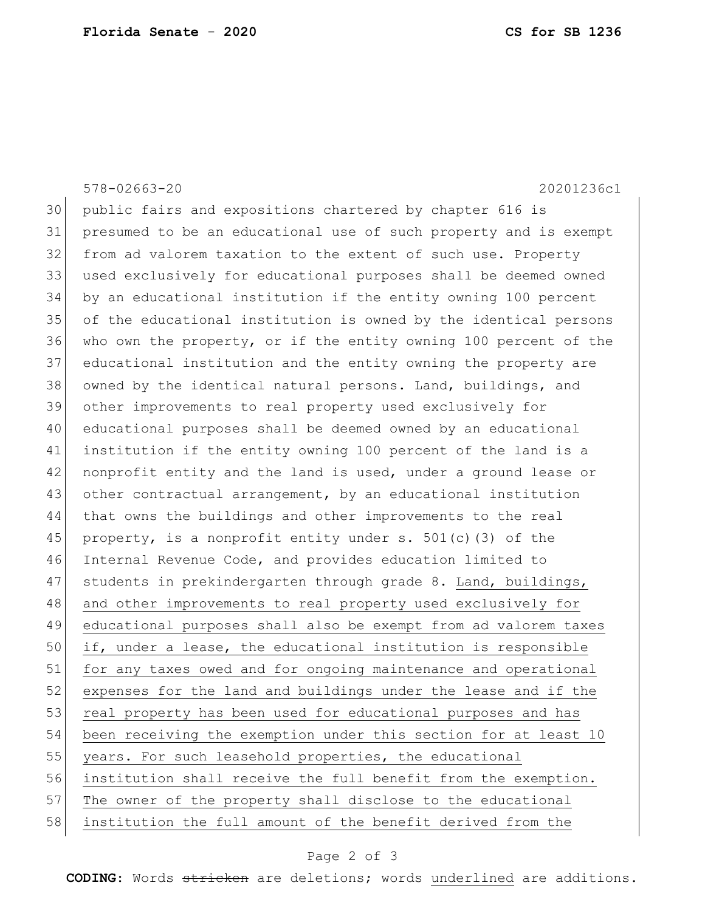public fairs and expositions chartered by chapter 616 is presumed to be an educational use of such property and is exempt from ad valorem taxation to the extent of such use. Property used exclusively for educational purposes shall be deemed owned by an educational institution if the entity owning 100 percent of the educational institution is owned by the identical persons who own the property, or if the entity owning 100 percent of the educational institution and the entity owning the property are owned by the identical natural persons. Land, buildings, and other improvements to real property used exclusively for educational purposes shall be deemed owned by an educational institution if the entity owning 100 percent of the land is a nonprofit entity and the land is used, under a ground lease or other contractual arrangement, by an educational institution that owns the buildings and other improvements to the real property, is a nonprofit entity under s. 501(c)(3) of the Internal Revenue Code, and provides education limited to students in prekindergarten through grade 8. <u>Land, buildings, and other improvements to real property used exclusively for educational purposes shall also be exempt from ad valorem taxes if, under a lease, the educational institution is responsible for any taxes owed and for ongoing maintenance and operational expenses for the land and buildings under the lease and if the real property has been used for educational purposes and has been receiving the exemption under this section for at least 10 years. For such leasehold properties, the educational institution shall receive the full benefit from the exemption. The owner of the property shall disclose to the educational institution the full amount of the benefit derived from the</u>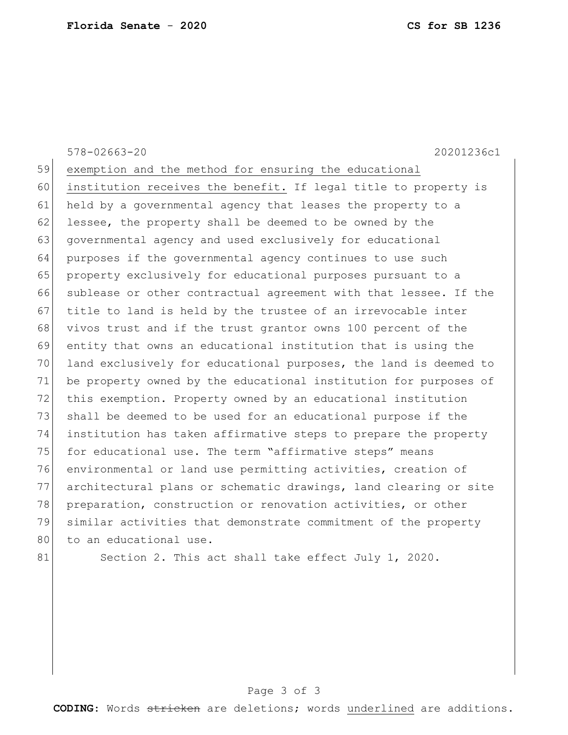exemption and the method for ensuring the educational institution receives the benefit. If legal title to property is held by a governmental agency that leases the property to a lessee, the property shall be deemed to be owned by the governmental agency and used exclusively for educational purposes if the governmental agency continues to use such property exclusively for educational purposes pursuant to a sublease or other contractual agreement with that lessee. If the title to land is held by the trustee of an irrevocable inter vivos trust and if the trust grantor owns 100 percent of the entity that owns an educational institution that is using the land exclusively for educational purposes, the land is deemed to be property owned by the educational institution for purposes of this exemption. Property owned by an educational institution shall be deemed to be used for an educational purpose if the institution has taken affirmative steps to prepare the property for educational use. The term "affirmative steps" means environmental or land use permitting activities, creation of architectural plans or schematic drawings, land clearing or site preparation, construction or renovation activities, or other similar activities that demonstrate commitment of the property to an educational use.

Section 2. This act shall take effect July 1, 2020.